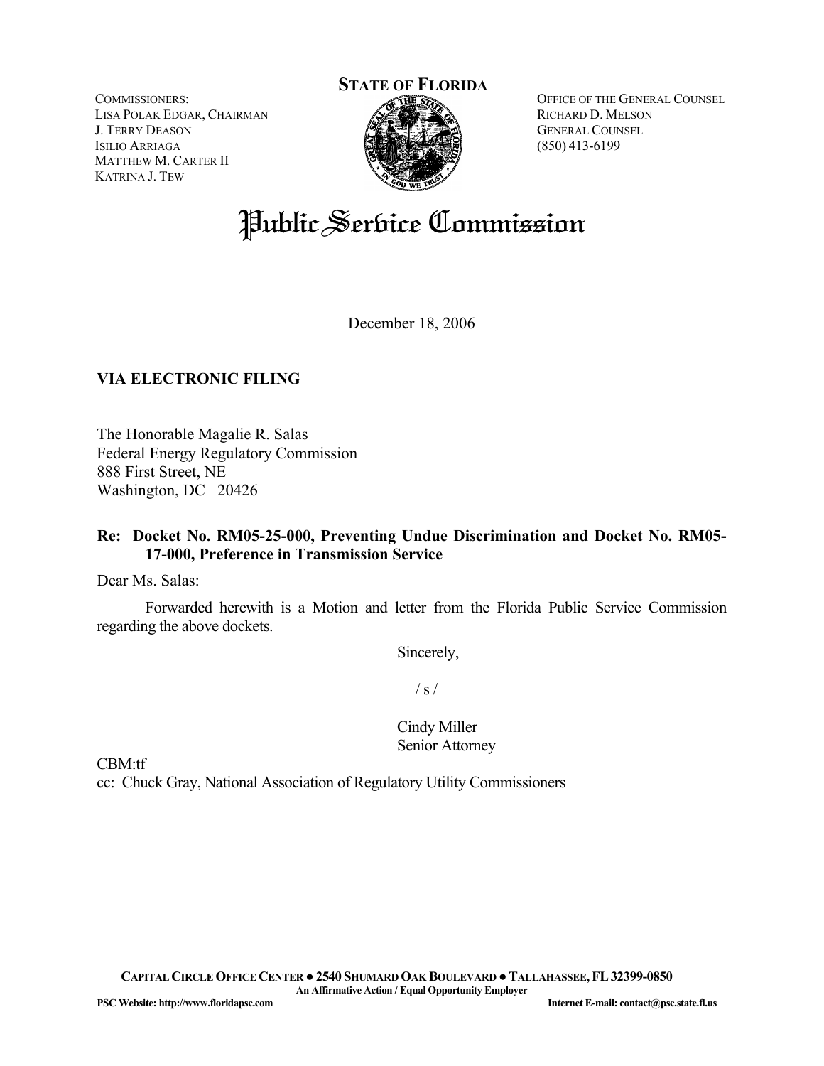**STATE OF FLORIDA**

COMMISSIONERS:
LISA POLAK EDGAR, CHAIRMAN
J. TERRY DEASON
ISILIO ARRIAGA
MATTHEW M. CARTER II
KATRINA J. TEW

OFFICE OF THE GENERAL COUNSEL
RICHARD D. MELSON
GENERAL COUNSEL
(850) 413-6199

# Public Service Commission

December 18, 2006

**VIA ELECTRONIC FILING**

The Honorable Magalie R. Salas
Federal Energy Regulatory Commission
888 First Street, NE
Washington, DC 20426

**Re: Docket No. RM05-25-000, Preventing Undue Discrimination and Docket No. RM05-17-000, Preference in Transmission Service**

Dear Ms. Salas:

Forwarded herewith is a Motion and letter from the Florida Public Service Commission regarding the above dockets.

Sincerely,

/ s /

Cindy Miller
Senior Attorney

CBM:tf
cc: Chuck Gray, National Association of Regulatory Utility Commissioners

**CAPITAL CIRCLE OFFICE CENTER ● 2540 SHUMARD OAK BOULEVARD ● TALLAHASSEE, FL 32399-0850**
**An Affirmative Action / Equal Opportunity Employer**
**PSC Website: http://www.floridapsc.com** **Internet E-mail: contact@psc.state.fl.us**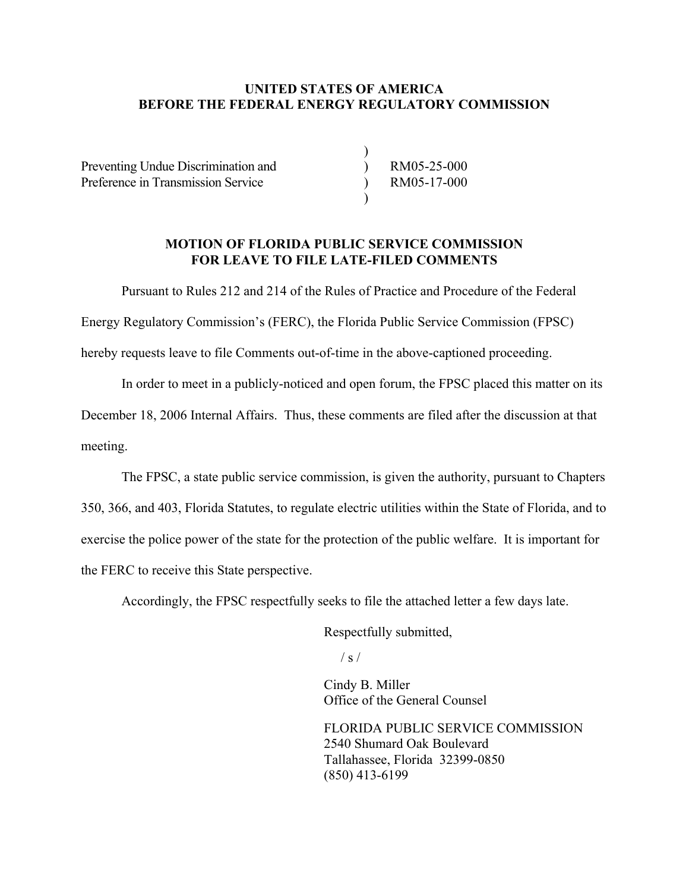**UNITED STATES OF AMERICA**
**BEFORE THE FEDERAL ENERGY REGULATORY COMMISSION**

| | | |
|---|---|---|
| Preventing Undue Discrimination and | ) | RM05-25-000 |
| Preference in Transmission Service | ) | RM05-17-000 |

**MOTION OF FLORIDA PUBLIC SERVICE COMMISSION FOR LEAVE TO FILE LATE-FILED COMMENTS**

Pursuant to Rules 212 and 214 of the Rules of Practice and Procedure of the Federal Energy Regulatory Commission's (FERC), the Florida Public Service Commission (FPSC) hereby requests leave to file Comments out-of-time in the above-captioned proceeding.

In order to meet in a publicly-noticed and open forum, the FPSC placed this matter on its December 18, 2006 Internal Affairs. Thus, these comments are filed after the discussion at that meeting.

The FPSC, a state public service commission, is given the authority, pursuant to Chapters 350, 366, and 403, Florida Statutes, to regulate electric utilities within the State of Florida, and to exercise the police power of the state for the protection of the public welfare. It is important for the FERC to receive this State perspective.

Accordingly, the FPSC respectfully seeks to file the attached letter a few days late.

Respectfully submitted,

/ s /

Cindy B. Miller
Office of the General Counsel

FLORIDA PUBLIC SERVICE COMMISSION
2540 Shumard Oak Boulevard
Tallahassee, Florida 32399-0850
(850) 413-6199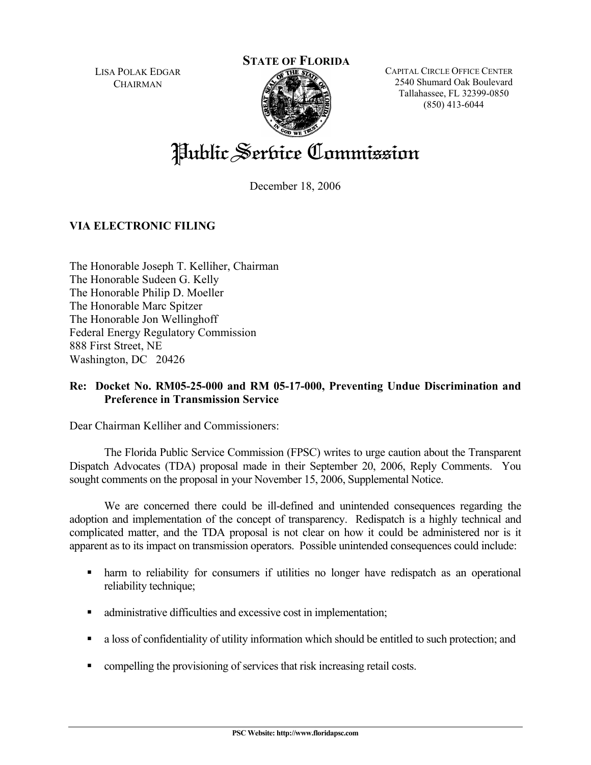LISA POLAK EDGAR
CHAIRMAN

**STATE OF FLORIDA**

CAPITAL CIRCLE OFFICE CENTER
2540 Shumard Oak Boulevard
Tallahassee, FL 32399-0850
(850) 413-6044

# Public Service Commission

December 18, 2006

**VIA ELECTRONIC FILING**

The Honorable Joseph T. Kelliher, Chairman
The Honorable Sudeen G. Kelly
The Honorable Philip D. Moeller
The Honorable Marc Spitzer
The Honorable Jon Wellinghoff
Federal Energy Regulatory Commission
888 First Street, NE
Washington, DC 20426

**Re: Docket No. RM05-25-000 and RM 05-17-000, Preventing Undue Discrimination and Preference in Transmission Service**

Dear Chairman Kelliher and Commissioners:

The Florida Public Service Commission (FPSC) writes to urge caution about the Transparent Dispatch Advocates (TDA) proposal made in their September 20, 2006, Reply Comments. You sought comments on the proposal in your November 15, 2006, Supplemental Notice.

We are concerned there could be ill-defined and unintended consequences regarding the adoption and implementation of the concept of transparency. Redispatch is a highly technical and complicated matter, and the TDA proposal is not clear on how it could be administered nor is it apparent as to its impact on transmission operators. Possible unintended consequences could include:

- harm to reliability for consumers if utilities no longer have redispatch as an operational reliability technique;
- administrative difficulties and excessive cost in implementation;
- a loss of confidentiality of utility information which should be entitled to such protection; and
- compelling the provisioning of services that risk increasing retail costs.

PSC Website: http://www.floridapsc.com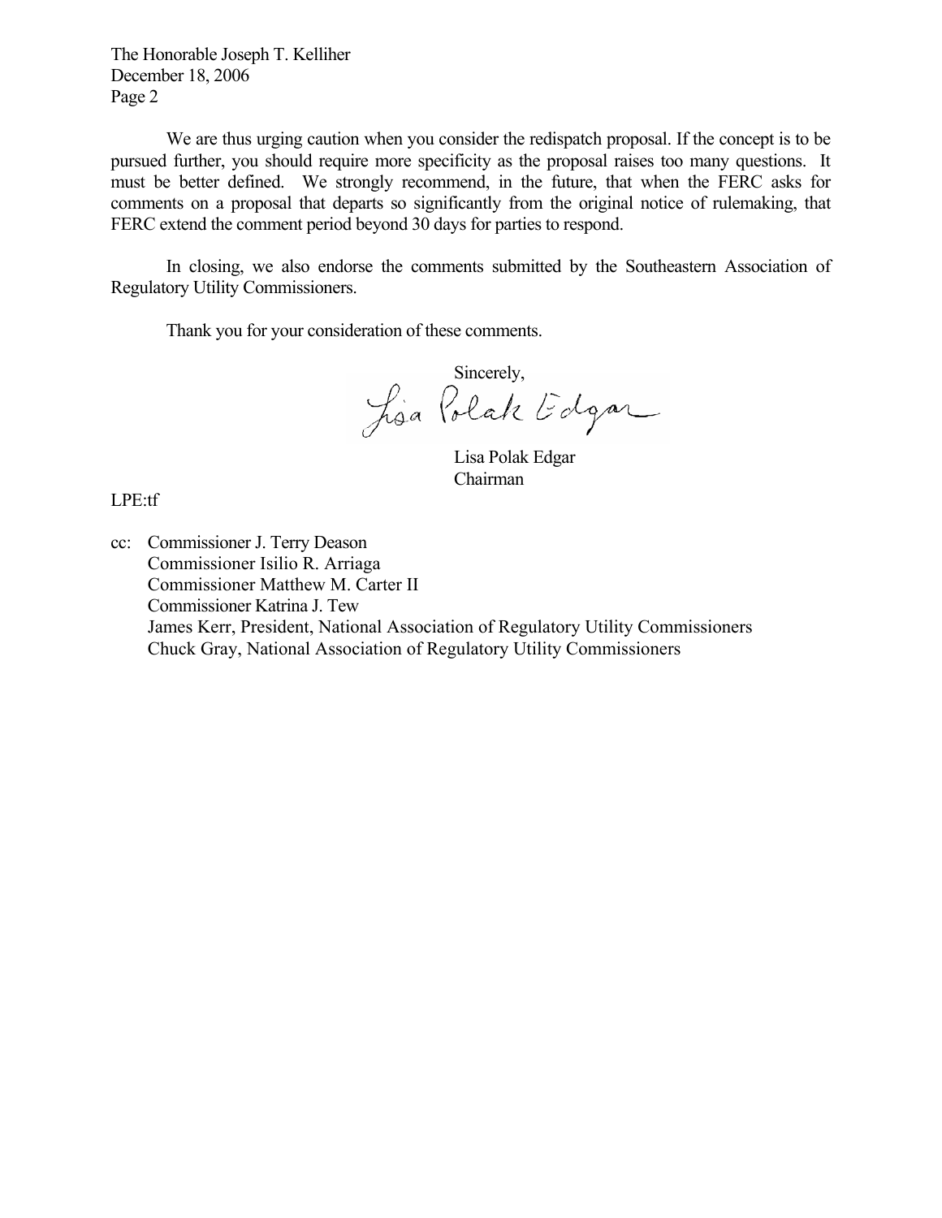We are thus urging caution when you consider the redispatch proposal. If the concept is to be pursued further, you should require more specificity as the proposal raises too many questions. It must be better defined. We strongly recommend, in the future, that when the FERC asks for comments on a proposal that departs so significantly from the original notice of rulemaking, that FERC extend the comment period beyond 30 days for parties to respond.

In closing, we also endorse the comments submitted by the Southeastern Association of Regulatory Utility Commissioners.

Thank you for your consideration of these comments.

Sincerely,

Lisa Polak Edgar

Lisa Polak Edgar
Chairman

LPE:tf

cc: Commissioner J. Terry Deason
Commissioner Isilio R. Arriaga
Commissioner Matthew M. Carter II
Commissioner Katrina J. Tew
James Kerr, President, National Association of Regulatory Utility Commissioners
Chuck Gray, National Association of Regulatory Utility Commissioners